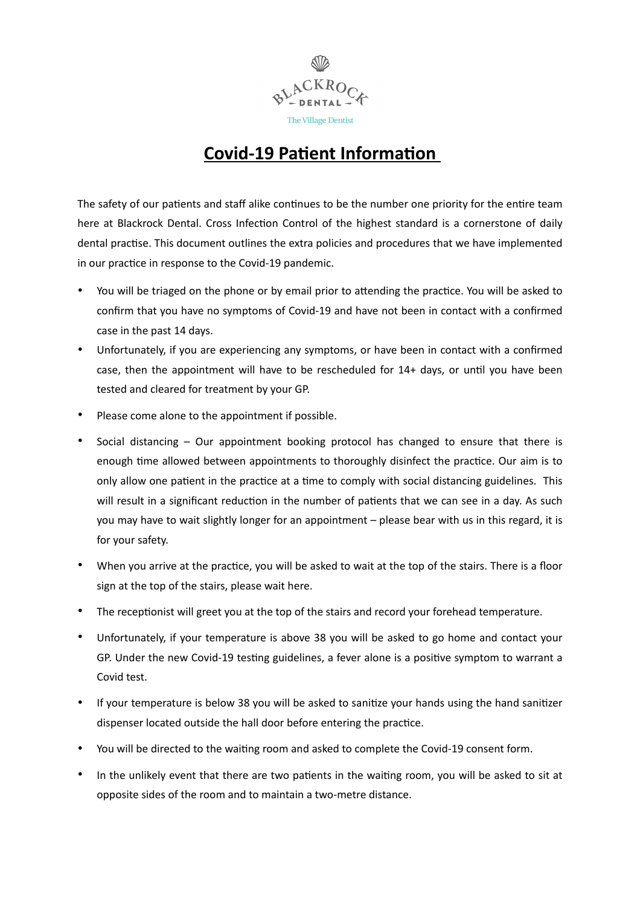BLACKROCK
– DENTAL –
The Village Dentist

# Covid-19 Patient Information

The safety of our patients and staff alike continues to be the number one priority for the entire team here at Blackrock Dental. Cross Infection Control of the highest standard is a cornerstone of daily dental practise. This document outlines the extra policies and procedures that we have implemented in our practice in response to the Covid-19 pandemic.

- You will be triaged on the phone or by email prior to attending the practice. You will be asked to confirm that you have no symptoms of Covid-19 and have not been in contact with a confirmed case in the past 14 days.
- Unfortunately, if you are experiencing any symptoms, or have been in contact with a confirmed case, then the appointment will have to be rescheduled for 14+ days, or until you have been tested and cleared for treatment by your GP.
- Please come alone to the appointment if possible.
- Social distancing – Our appointment booking protocol has changed to ensure that there is enough time allowed between appointments to thoroughly disinfect the practice. Our aim is to only allow one patient in the practice at a time to comply with social distancing guidelines. This will result in a significant reduction in the number of patients that we can see in a day. As such you may have to wait slightly longer for an appointment – please bear with us in this regard, it is for your safety.
- When you arrive at the practice, you will be asked to wait at the top of the stairs. There is a floor sign at the top of the stairs, please wait here.
- The receptionist will greet you at the top of the stairs and record your forehead temperature.
- Unfortunately, if your temperature is above 38 you will be asked to go home and contact your GP. Under the new Covid-19 testing guidelines, a fever alone is a positive symptom to warrant a Covid test.
- If your temperature is below 38 you will be asked to sanitize your hands using the hand sanitizer dispenser located outside the hall door before entering the practice.
- You will be directed to the waiting room and asked to complete the Covid-19 consent form.
- In the unlikely event that there are two patients in the waiting room, you will be asked to sit at opposite sides of the room and to maintain a two-metre distance.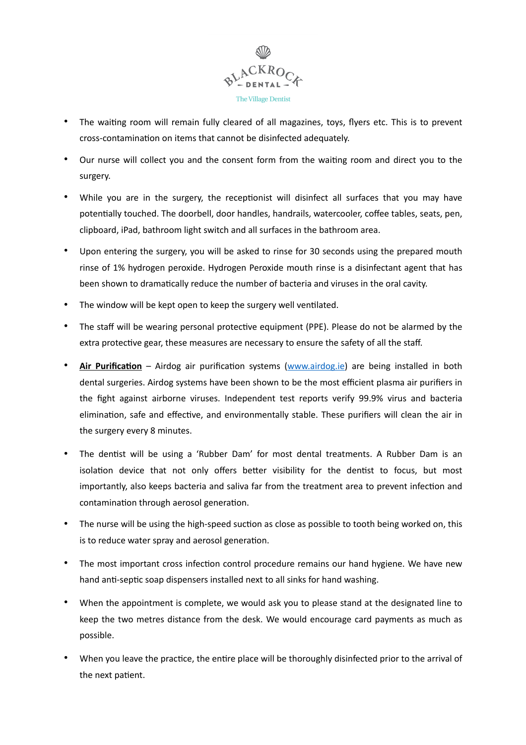- The waiting room will remain fully cleared of all magazines, toys, flyers etc. This is to prevent cross-contamination on items that cannot be disinfected adequately.
- Our nurse will collect you and the consent form from the waiting room and direct you to the surgery.
- While you are in the surgery, the receptionist will disinfect all surfaces that you may have potentially touched. The doorbell, door handles, handrails, watercooler, coffee tables, seats, pen, clipboard, iPad, bathroom light switch and all surfaces in the bathroom area.
- Upon entering the surgery, you will be asked to rinse for 30 seconds using the prepared mouth rinse of 1% hydrogen peroxide. Hydrogen Peroxide mouth rinse is a disinfectant agent that has been shown to dramatically reduce the number of bacteria and viruses in the oral cavity.
- The window will be kept open to keep the surgery well ventilated.
- The staff will be wearing personal protective equipment (PPE). Please do not be alarmed by the extra protective gear, these measures are necessary to ensure the safety of all the staff.
- **Air Purification** – Airdog air purification systems ([www.airdog.ie](www.airdog.ie)) are being installed in both dental surgeries. Airdog systems have been shown to be the most efficient plasma air purifiers in the fight against airborne viruses. Independent test reports verify 99.9% virus and bacteria elimination, safe and effective, and environmentally stable. These purifiers will clean the air in the surgery every 8 minutes.
- The dentist will be using a 'Rubber Dam' for most dental treatments. A Rubber Dam is an isolation device that not only offers better visibility for the dentist to focus, but most importantly, also keeps bacteria and saliva far from the treatment area to prevent infection and contamination through aerosol generation.
- The nurse will be using the high-speed suction as close as possible to tooth being worked on, this is to reduce water spray and aerosol generation.
- The most important cross infection control procedure remains our hand hygiene. We have new hand anti-septic soap dispensers installed next to all sinks for hand washing.
- When the appointment is complete, we would ask you to please stand at the designated line to keep the two metres distance from the desk. We would encourage card payments as much as possible.
- When you leave the practice, the entire place will be thoroughly disinfected prior to the arrival of the next patient.